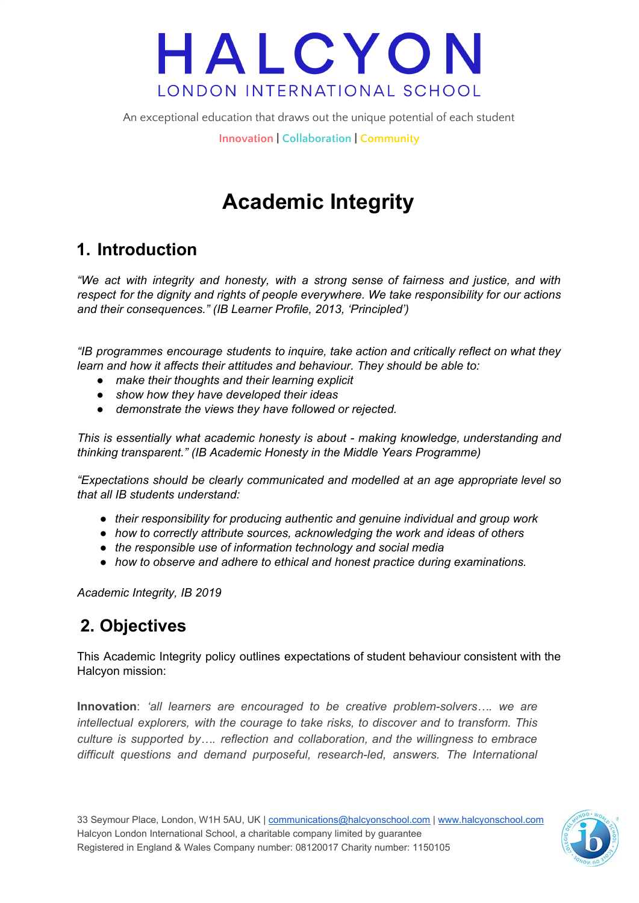# HALCYON

LONDON INTERNATIONAL SCHOOL

An exceptional education that draws out the unique potential of each student

Innovation | Collaboration | Community

# Academic Integrity

## 1. Introduction

*"We act with integrity and honesty, with a strong sense of fairness and justice, and with respect for the dignity and rights of people everywhere. We take responsibility for our actions and their consequences." (IB Learner Profile, 2013, 'Principled')*

*"IB programmes encourage students to inquire, take action and critically reflect on what they learn and how it affects their attitudes and behaviour. They should be able to:*

- *make their thoughts and their learning explicit*
- *show how they have developed their ideas*
- *demonstrate the views they have followed or rejected.*

*This is essentially what academic honesty is about - making knowledge, understanding and thinking transparent." (IB Academic Honesty in the Middle Years Programme)*

*"Expectations should be clearly communicated and modelled at an age appropriate level so that all IB students understand:*

- *their responsibility for producing authentic and genuine individual and group work*
- *how to correctly attribute sources, acknowledging the work and ideas of others*
- *the responsible use of information technology and social media*
- *how to observe and adhere to ethical and honest practice during examinations.*

*Academic Integrity, IB 2019*

## 2. Objectives

This Academic Integrity policy outlines expectations of student behaviour consistent with the Halcyon mission:

**Innovation**: *'all learners are encouraged to be creative problem-solvers…. we are intellectual explorers, with the courage to take risks, to discover and to transform. This culture is supported by…. reflection and collaboration, and the willingness to embrace difficult questions and demand purposeful, research-led, answers. The International*

33 Seymour Place, London, W1H 5AU, UK | communications@halcyonschool.com | www.halcyonschool.com
Halcyon London International School, a charitable company limited by guarantee
Registered in England & Wales Company number: 08120017 Charity number: 1150105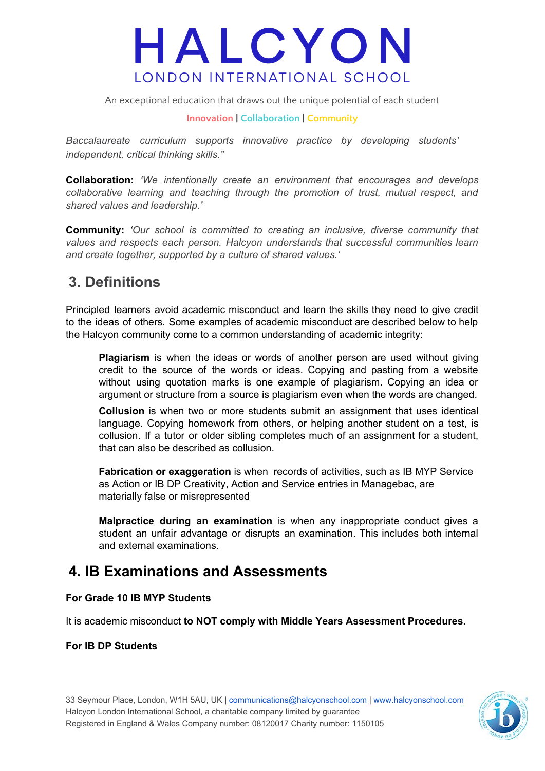*Baccalaureate curriculum supports innovative practice by developing students' independent, critical thinking skills."*

**Collaboration:** *'We intentionally create an environment that encourages and develops collaborative learning and teaching through the promotion of trust, mutual respect, and shared values and leadership.'*

**Community:** *'Our school is committed to creating an inclusive, diverse community that values and respects each person. Halcyon understands that successful communities learn and create together, supported by a culture of shared values.'*

## 3. Definitions

Principled learners avoid academic misconduct and learn the skills they need to give credit to the ideas of others. Some examples of academic misconduct are described below to help the Halcyon community come to a common understanding of academic integrity:

> **Plagiarism** is when the ideas or words of another person are used without giving credit to the source of the words or ideas. Copying and pasting from a website without using quotation marks is one example of plagiarism. Copying an idea or argument or structure from a source is plagiarism even when the words are changed.
>
> **Collusion** is when two or more students submit an assignment that uses identical language. Copying homework from others, or helping another student on a test, is collusion. If a tutor or older sibling completes much of an assignment for a student, that can also be described as collusion.
>
> **Fabrication or exaggeration** is when records of activities, such as IB MYP Service as Action or IB DP Creativity, Action and Service entries in Managebac, are materially false or misrepresented
>
> **Malpractice during an examination** is when any inappropriate conduct gives a student an unfair advantage or disrupts an examination. This includes both internal and external examinations.

## 4. IB Examinations and Assessments

**For Grade 10 IB MYP Students**

It is academic misconduct **to NOT comply with Middle Years Assessment Procedures.**

**For IB DP Students**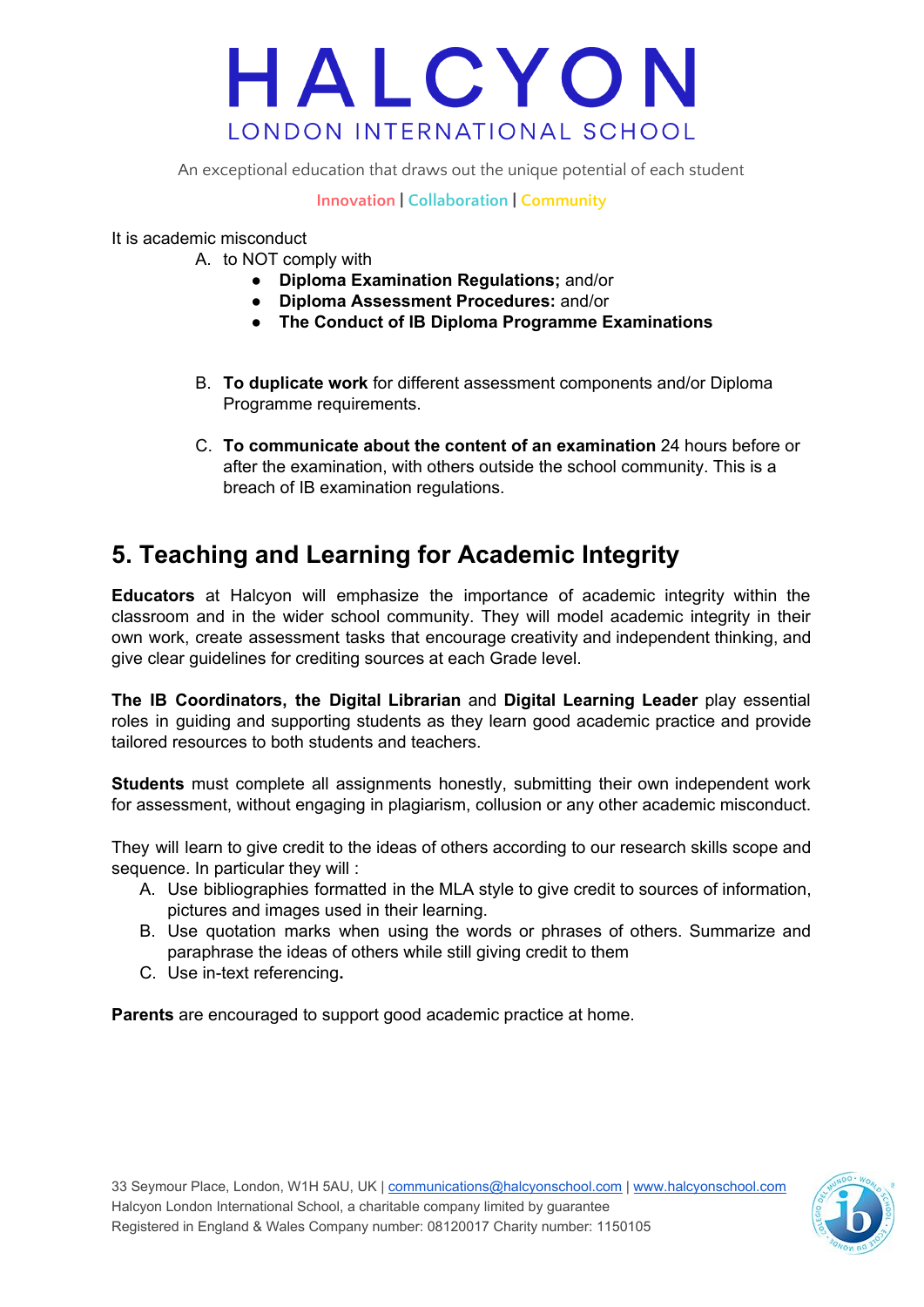It is academic misconduct

A. to NOT comply with
   - **Diploma Examination Regulations;** and/or
   - **Diploma Assessment Procedures:** and/or
   - **The Conduct of IB Diploma Programme Examinations**

B. **To duplicate work** for different assessment components and/or Diploma Programme requirements.

C. **To communicate about the content of an examination** 24 hours before or after the examination, with others outside the school community. This is a breach of IB examination regulations.

## 5. Teaching and Learning for Academic Integrity

**Educators** at Halcyon will emphasize the importance of academic integrity within the classroom and in the wider school community. They will model academic integrity in their own work, create assessment tasks that encourage creativity and independent thinking, and give clear guidelines for crediting sources at each Grade level.

**The IB Coordinators, the Digital Librarian** and **Digital Learning Leader** play essential roles in guiding and supporting students as they learn good academic practice and provide tailored resources to both students and teachers.

**Students** must complete all assignments honestly, submitting their own independent work for assessment, without engaging in plagiarism, collusion or any other academic misconduct.

They will learn to give credit to the ideas of others according to our research skills scope and sequence. In particular they will :

A. Use bibliographies formatted in the MLA style to give credit to sources of information, pictures and images used in their learning.
B. Use quotation marks when using the words or phrases of others. Summarize and paraphrase the ideas of others while still giving credit to them
C. Use in-text referencing**.**

**Parents** are encouraged to support good academic practice at home.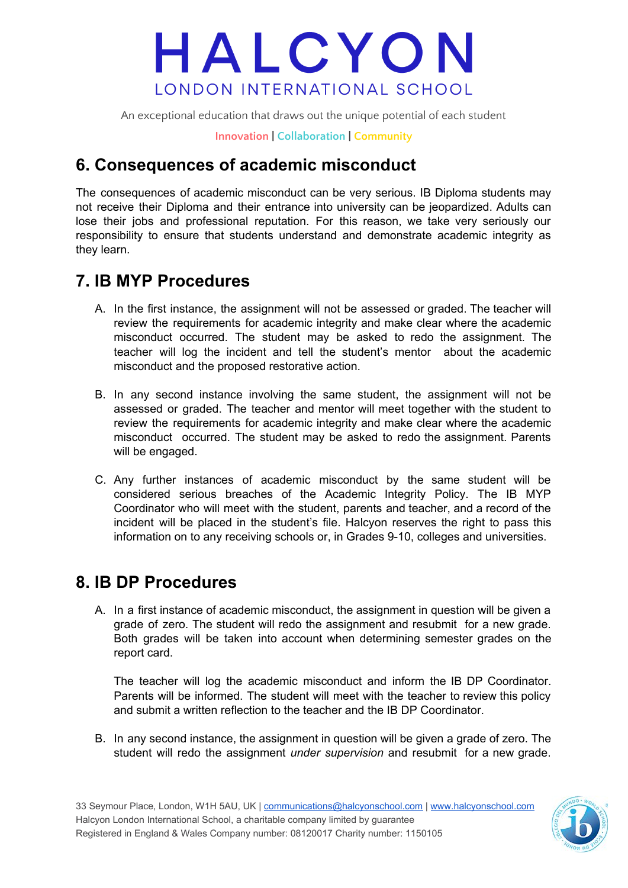## 6. Consequences of academic misconduct

The consequences of academic misconduct can be very serious. IB Diploma students may not receive their Diploma and their entrance into university can be jeopardized. Adults can lose their jobs and professional reputation. For this reason, we take very seriously our responsibility to ensure that students understand and demonstrate academic integrity as they learn.

## 7. IB MYP Procedures

A. In the first instance, the assignment will not be assessed or graded. The teacher will review the requirements for academic integrity and make clear where the academic misconduct occurred. The student may be asked to redo the assignment. The teacher will log the incident and tell the student's mentor about the academic misconduct and the proposed restorative action.

B. In any second instance involving the same student, the assignment will not be assessed or graded. The teacher and mentor will meet together with the student to review the requirements for academic integrity and make clear where the academic misconduct occurred. The student may be asked to redo the assignment. Parents will be engaged.

C. Any further instances of academic misconduct by the same student will be considered serious breaches of the Academic Integrity Policy. The IB MYP Coordinator who will meet with the student, parents and teacher, and a record of the incident will be placed in the student's file. Halcyon reserves the right to pass this information on to any receiving schools or, in Grades 9-10, colleges and universities.

## 8. IB DP Procedures

A. In a first instance of academic misconduct, the assignment in question will be given a grade of zero. The student will redo the assignment and resubmit for a new grade. Both grades will be taken into account when determining semester grades on the report card.

   The teacher will log the academic misconduct and inform the IB DP Coordinator. Parents will be informed. The student will meet with the teacher to review this policy and submit a written reflection to the teacher and the IB DP Coordinator.

B. In any second instance, the assignment in question will be given a grade of zero. The student will redo the assignment *under supervision* and resubmit for a new grade.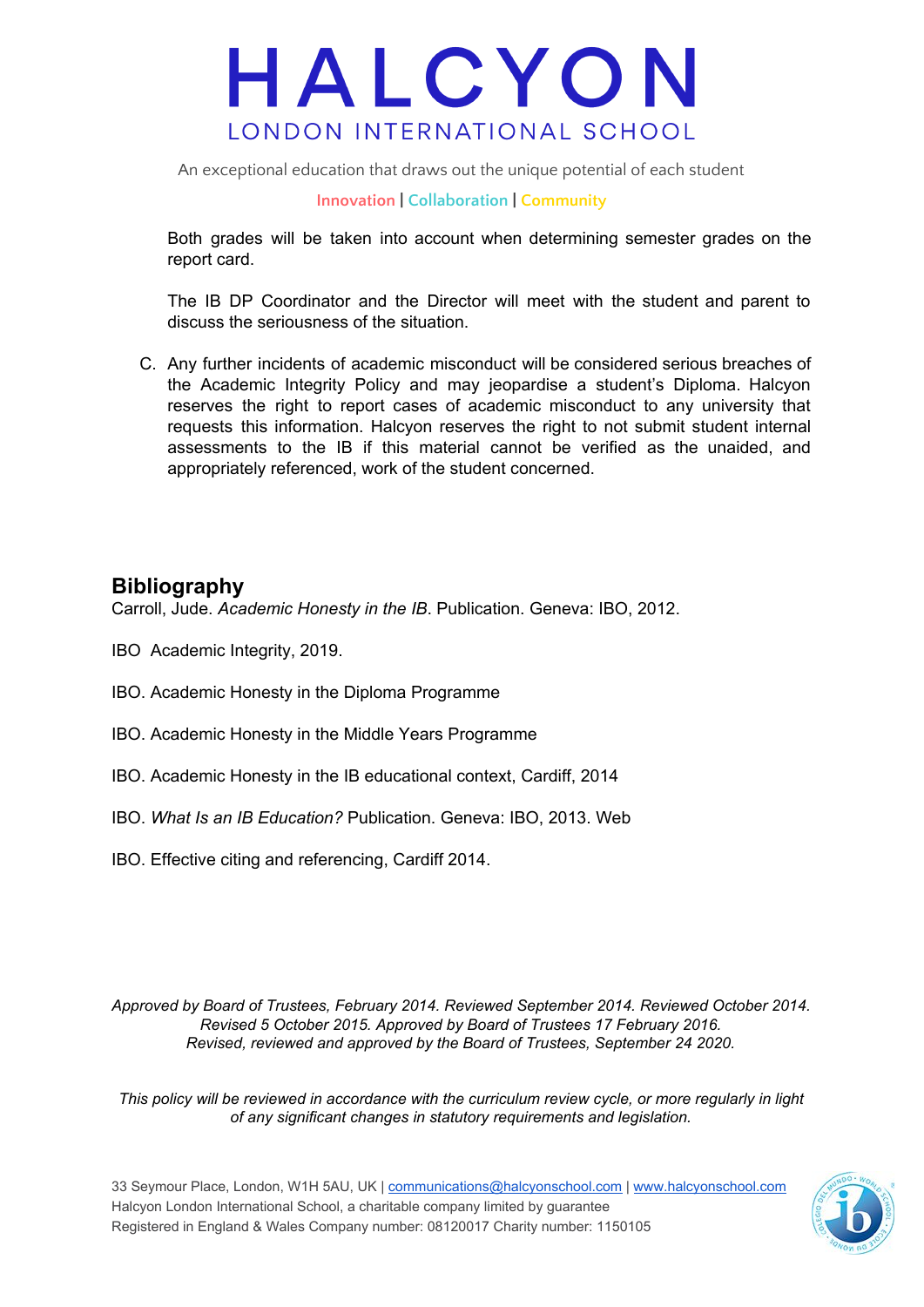Both grades will be taken into account when determining semester grades on the report card.

The IB DP Coordinator and the Director will meet with the student and parent to discuss the seriousness of the situation.

C. Any further incidents of academic misconduct will be considered serious breaches of the Academic Integrity Policy and may jeopardise a student's Diploma. Halcyon reserves the right to report cases of academic misconduct to any university that requests this information. Halcyon reserves the right to not submit student internal assessments to the IB if this material cannot be verified as the unaided, and appropriately referenced, work of the student concerned.

## Bibliography

Carroll, Jude. *Academic Honesty in the IB*. Publication. Geneva: IBO, 2012.

IBO Academic Integrity, 2019.

IBO. Academic Honesty in the Diploma Programme

IBO. Academic Honesty in the Middle Years Programme

IBO. Academic Honesty in the IB educational context, Cardiff, 2014

IBO. *What Is an IB Education?* Publication. Geneva: IBO, 2013. Web

IBO. Effective citing and referencing, Cardiff 2014.

*Approved by Board of Trustees, February 2014. Reviewed September 2014. Reviewed October 2014. Revised 5 October 2015. Approved by Board of Trustees 17 February 2016. Revised, reviewed and approved by the Board of Trustees, September 24 2020.*

*This policy will be reviewed in accordance with the curriculum review cycle, or more regularly in light of any significant changes in statutory requirements and legislation.*